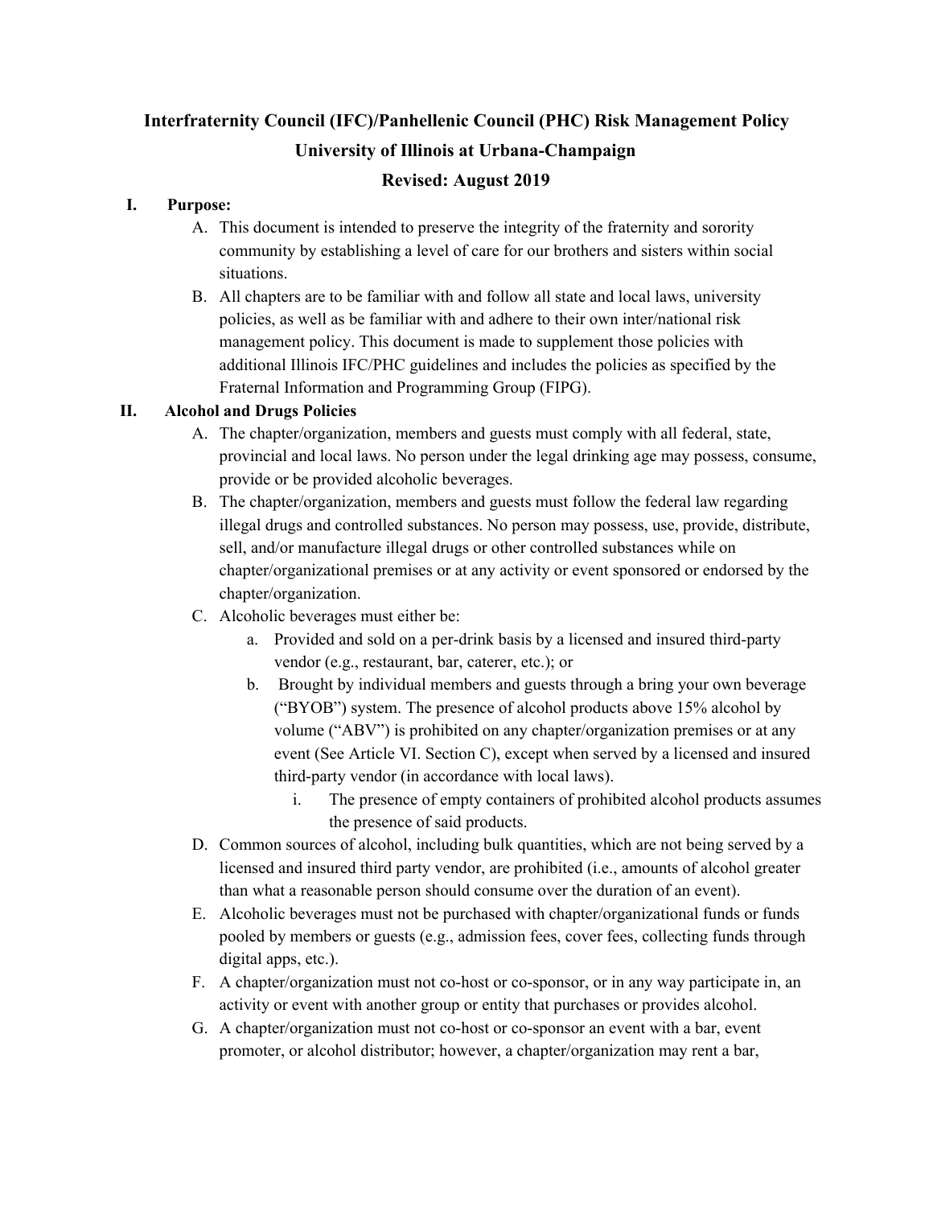# Interfraternity Council (IFC)/Panhellenic Council (PHC) Risk Management Policy

## University of Illinois at Urbana-Champaign

## Revised: August 2019

**I. Purpose:**

A. This document is intended to preserve the integrity of the fraternity and sorority community by establishing a level of care for our brothers and sisters within social situations.

B. All chapters are to be familiar with and follow all state and local laws, university policies, as well as be familiar with and adhere to their own inter/national risk management policy. This document is made to supplement those policies with additional Illinois IFC/PHC guidelines and includes the policies as specified by the Fraternal Information and Programming Group (FIPG).

**II. Alcohol and Drugs Policies**

A. The chapter/organization, members and guests must comply with all federal, state, provincial and local laws. No person under the legal drinking age may possess, consume, provide or be provided alcoholic beverages.

B. The chapter/organization, members and guests must follow the federal law regarding illegal drugs and controlled substances. No person may possess, use, provide, distribute, sell, and/or manufacture illegal drugs or other controlled substances while on chapter/organizational premises or at any activity or event sponsored or endorsed by the chapter/organization.

C. Alcoholic beverages must either be:

  a. Provided and sold on a per-drink basis by a licensed and insured third-party vendor (e.g., restaurant, bar, caterer, etc.); or

  b. Brought by individual members and guests through a bring your own beverage ("BYOB") system. The presence of alcohol products above 15% alcohol by volume ("ABV") is prohibited on any chapter/organization premises or at any event (See Article VI. Section C), except when served by a licensed and insured third-party vendor (in accordance with local laws).

    i. The presence of empty containers of prohibited alcohol products assumes the presence of said products.

D. Common sources of alcohol, including bulk quantities, which are not being served by a licensed and insured third party vendor, are prohibited (i.e., amounts of alcohol greater than what a reasonable person should consume over the duration of an event).

E. Alcoholic beverages must not be purchased with chapter/organizational funds or funds pooled by members or guests (e.g., admission fees, cover fees, collecting funds through digital apps, etc.).

F. A chapter/organization must not co-host or co-sponsor, or in any way participate in, an activity or event with another group or entity that purchases or provides alcohol.

G. A chapter/organization must not co-host or co-sponsor an event with a bar, event promoter, or alcohol distributor; however, a chapter/organization may rent a bar,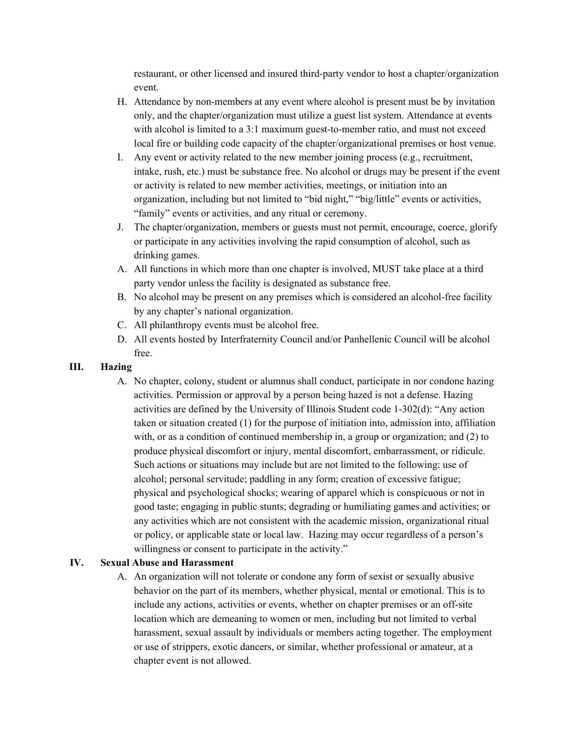restaurant, or other licensed and insured third-party vendor to host a chapter/organization event.

H. Attendance by non-members at any event where alcohol is present must be by invitation only, and the chapter/organization must utilize a guest list system. Attendance at events with alcohol is limited to a 3:1 maximum guest-to-member ratio, and must not exceed local fire or building code capacity of the chapter/organizational premises or host venue.

I. Any event or activity related to the new member joining process (e.g., recruitment, intake, rush, etc.) must be substance free. No alcohol or drugs may be present if the event or activity is related to new member activities, meetings, or initiation into an organization, including but not limited to "bid night," "big/little" events or activities, "family" events or activities, and any ritual or ceremony.

J. The chapter/organization, members or guests must not permit, encourage, coerce, glorify or participate in any activities involving the rapid consumption of alcohol, such as drinking games.

A. All functions in which more than one chapter is involved, MUST take place at a third party vendor unless the facility is designated as substance free.

B. No alcohol may be present on any premises which is considered an alcohol-free facility by any chapter's national organization.

C. All philanthropy events must be alcohol free.

D. All events hosted by Interfraternity Council and/or Panhellenic Council will be alcohol free.

## III. Hazing

A. No chapter, colony, student or alumnus shall conduct, participate in nor condone hazing activities. Permission or approval by a person being hazed is not a defense. Hazing activities are defined by the University of Illinois Student code 1-302(d): "Any action taken or situation created (1) for the purpose of initiation into, admission into, affiliation with, or as a condition of continued membership in, a group or organization; and (2) to produce physical discomfort or injury, mental discomfort, embarrassment, or ridicule. Such actions or situations may include but are not limited to the following: use of alcohol; personal servitude; paddling in any form; creation of excessive fatigue; physical and psychological shocks; wearing of apparel which is conspicuous or not in good taste; engaging in public stunts; degrading or humiliating games and activities; or any activities which are not consistent with the academic mission, organizational ritual or policy, or applicable state or local law. Hazing may occur regardless of a person's willingness or consent to participate in the activity."

## IV. Sexual Abuse and Harassment

A. An organization will not tolerate or condone any form of sexist or sexually abusive behavior on the part of its members, whether physical, mental or emotional. This is to include any actions, activities or events, whether on chapter premises or an off-site location which are demeaning to women or men, including but not limited to verbal harassment, sexual assault by individuals or members acting together. The employment or use of strippers, exotic dancers, or similar, whether professional or amateur, at a chapter event is not allowed.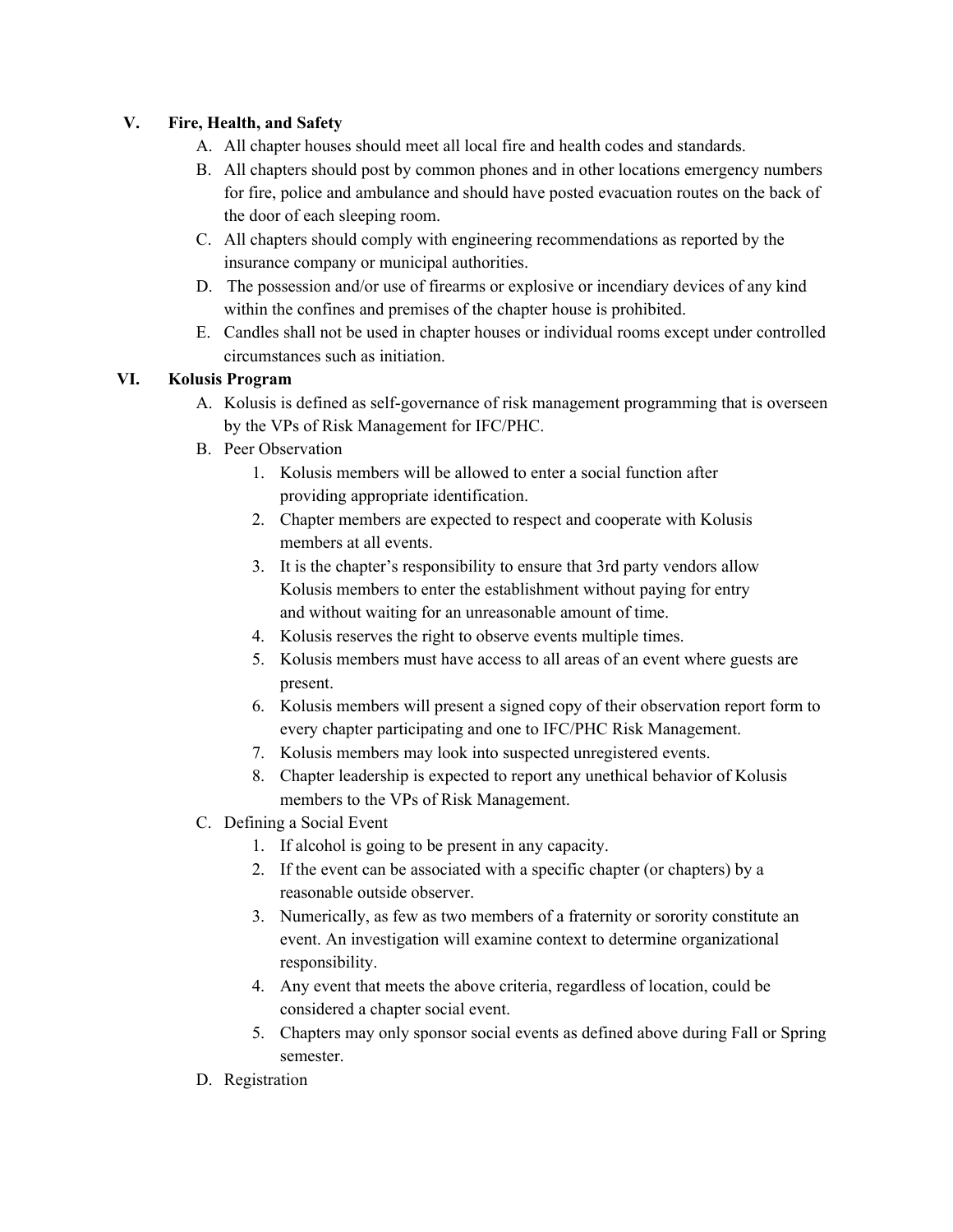## V. Fire, Health, and Safety

A. All chapter houses should meet all local fire and health codes and standards.

B. All chapters should post by common phones and in other locations emergency numbers for fire, police and ambulance and should have posted evacuation routes on the back of the door of each sleeping room.

C. All chapters should comply with engineering recommendations as reported by the insurance company or municipal authorities.

D. The possession and/or use of firearms or explosive or incendiary devices of any kind within the confines and premises of the chapter house is prohibited.

E. Candles shall not be used in chapter houses or individual rooms except under controlled circumstances such as initiation.

## VI. Kolusis Program

A. Kolusis is defined as self-governance of risk management programming that is overseen by the VPs of Risk Management for IFC/PHC.

B. Peer Observation

1. Kolusis members will be allowed to enter a social function after providing appropriate identification.
2. Chapter members are expected to respect and cooperate with Kolusis members at all events.
3. It is the chapter's responsibility to ensure that 3rd party vendors allow Kolusis members to enter the establishment without paying for entry and without waiting for an unreasonable amount of time.
4. Kolusis reserves the right to observe events multiple times.
5. Kolusis members must have access to all areas of an event where guests are present.
6. Kolusis members will present a signed copy of their observation report form to every chapter participating and one to IFC/PHC Risk Management.
7. Kolusis members may look into suspected unregistered events.
8. Chapter leadership is expected to report any unethical behavior of Kolusis members to the VPs of Risk Management.

C. Defining a Social Event

1. If alcohol is going to be present in any capacity.
2. If the event can be associated with a specific chapter (or chapters) by a reasonable outside observer.
3. Numerically, as few as two members of a fraternity or sorority constitute an event. An investigation will examine context to determine organizational responsibility.
4. Any event that meets the above criteria, regardless of location, could be considered a chapter social event.
5. Chapters may only sponsor social events as defined above during Fall or Spring semester.

D. Registration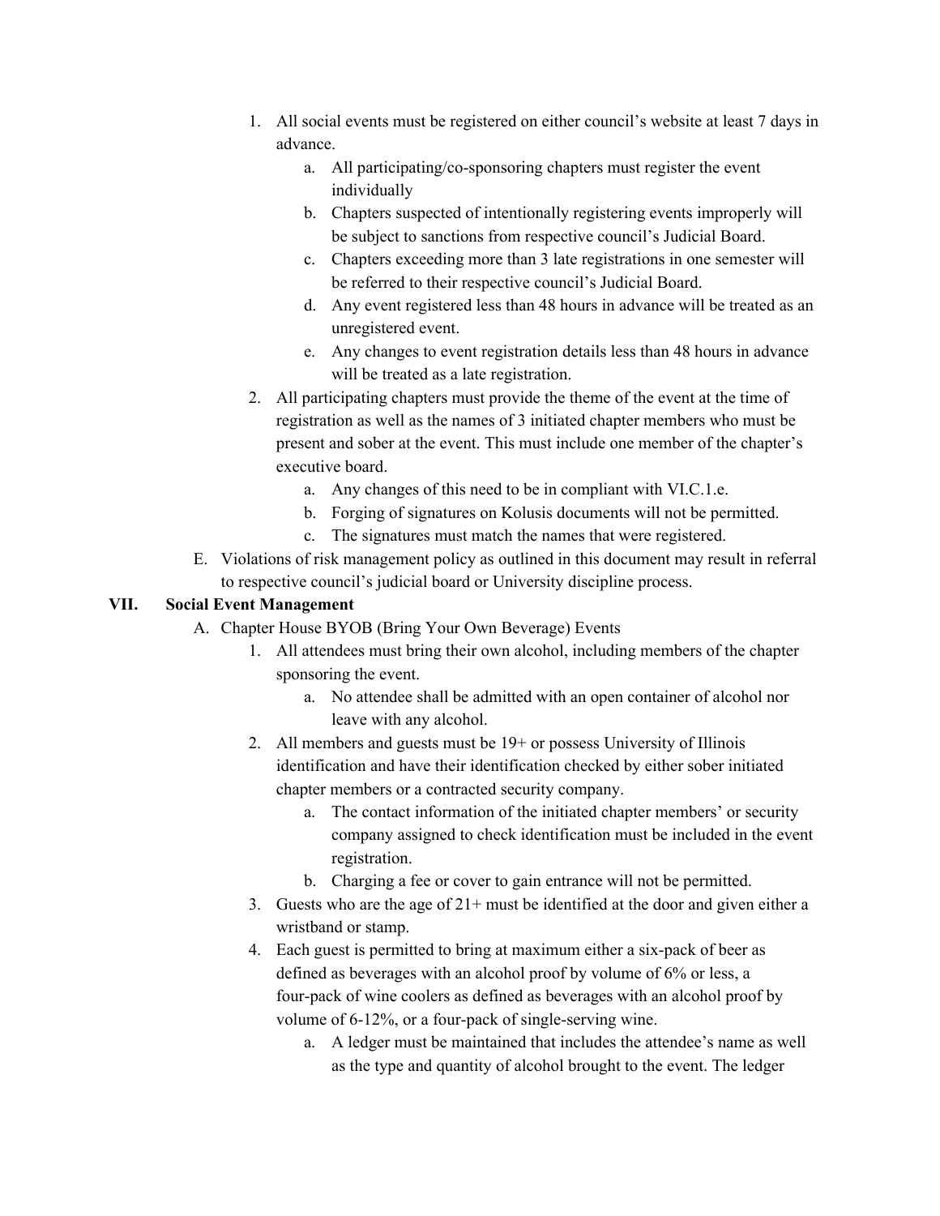1. All social events must be registered on either council's website at least 7 days in advance.
    a. All participating/co-sponsoring chapters must register the event individually
    b. Chapters suspected of intentionally registering events improperly will be subject to sanctions from respective council's Judicial Board.
    c. Chapters exceeding more than 3 late registrations in one semester will be referred to their respective council's Judicial Board.
    d. Any event registered less than 48 hours in advance will be treated as an unregistered event.
    e. Any changes to event registration details less than 48 hours in advance will be treated as a late registration.
2. All participating chapters must provide the theme of the event at the time of registration as well as the names of 3 initiated chapter members who must be present and sober at the event. This must include one member of the chapter's executive board.
    a. Any changes of this need to be in compliant with VI.C.1.e.
    b. Forging of signatures on Kolusis documents will not be permitted.
    c. The signatures must match the names that were registered.

E. Violations of risk management policy as outlined in this document may result in referral to respective council's judicial board or University discipline process.

## VII. Social Event Management

A. Chapter House BYOB (Bring Your Own Beverage) Events

1. All attendees must bring their own alcohol, including members of the chapter sponsoring the event.
    a. No attendee shall be admitted with an open container of alcohol nor leave with any alcohol.
2. All members and guests must be 19+ or possess University of Illinois identification and have their identification checked by either sober initiated chapter members or a contracted security company.
    a. The contact information of the initiated chapter members' or security company assigned to check identification must be included in the event registration.
    b. Charging a fee or cover to gain entrance will not be permitted.
3. Guests who are the age of 21+ must be identified at the door and given either a wristband or stamp.
4. Each guest is permitted to bring at maximum either a six-pack of beer as defined as beverages with an alcohol proof by volume of 6% or less, a four-pack of wine coolers as defined as beverages with an alcohol proof by volume of 6-12%, or a four-pack of single-serving wine.
    a. A ledger must be maintained that includes the attendee's name as well as the type and quantity of alcohol brought to the event. The ledger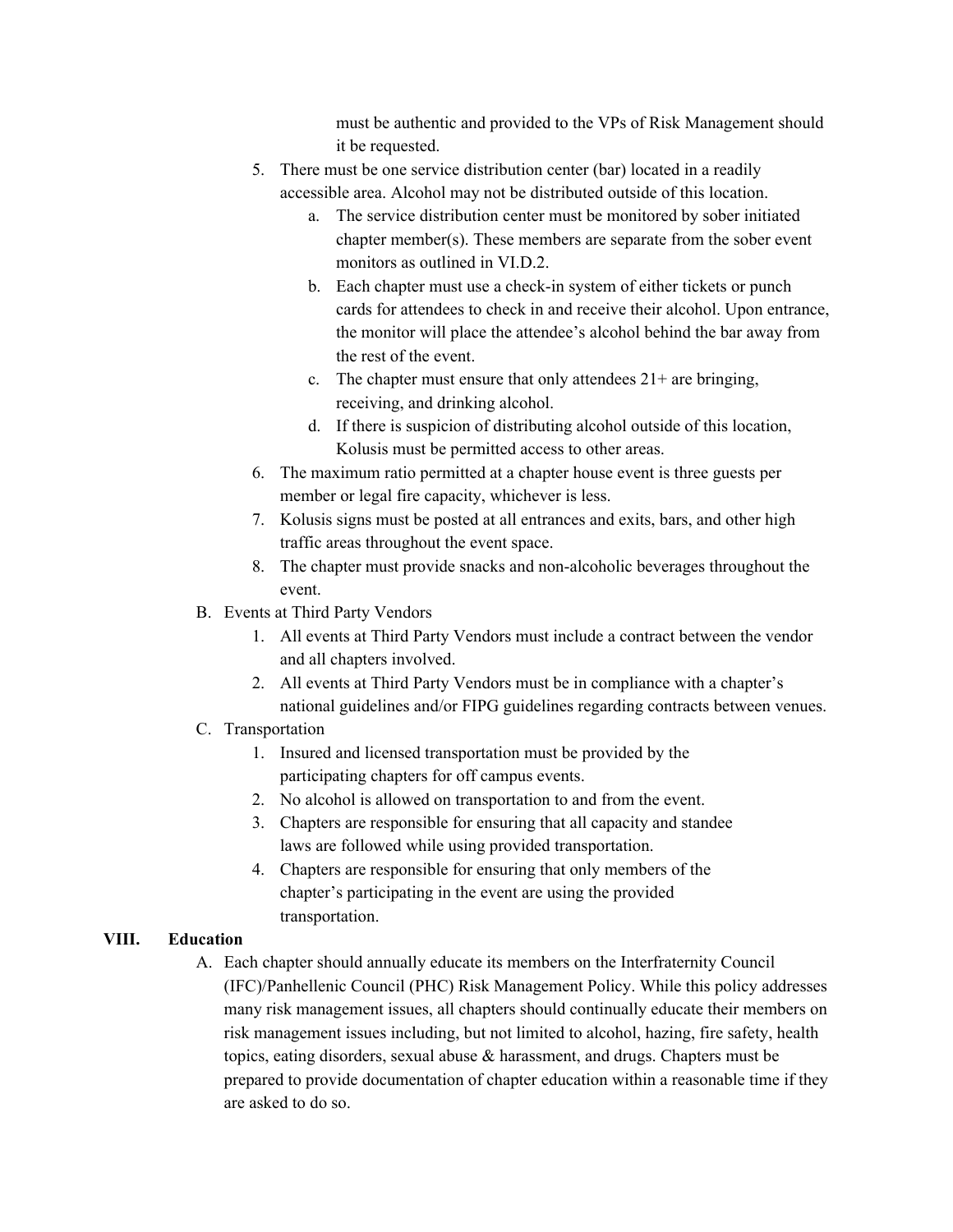must be authentic and provided to the VPs of Risk Management should it be requested.

5. There must be one service distribution center (bar) located in a readily accessible area. Alcohol may not be distributed outside of this location.
    a. The service distribution center must be monitored by sober initiated chapter member(s). These members are separate from the sober event monitors as outlined in VI.D.2.
    b. Each chapter must use a check-in system of either tickets or punch cards for attendees to check in and receive their alcohol. Upon entrance, the monitor will place the attendee's alcohol behind the bar away from the rest of the event.
    c. The chapter must ensure that only attendees 21+ are bringing, receiving, and drinking alcohol.
    d. If there is suspicion of distributing alcohol outside of this location, Kolusis must be permitted access to other areas.
6. The maximum ratio permitted at a chapter house event is three guests per member or legal fire capacity, whichever is less.
7. Kolusis signs must be posted at all entrances and exits, bars, and other high traffic areas throughout the event space.
8. The chapter must provide snacks and non-alcoholic beverages throughout the event.

B. Events at Third Party Vendors
    1. All events at Third Party Vendors must include a contract between the vendor and all chapters involved.
    2. All events at Third Party Vendors must be in compliance with a chapter's national guidelines and/or FIPG guidelines regarding contracts between venues.

C. Transportation
    1. Insured and licensed transportation must be provided by the participating chapters for off campus events.
    2. No alcohol is allowed on transportation to and from the event.
    3. Chapters are responsible for ensuring that all capacity and standee laws are followed while using provided transportation.
    4. Chapters are responsible for ensuring that only members of the chapter's participating in the event are using the provided transportation.

## VIII. Education

A. Each chapter should annually educate its members on the Interfraternity Council (IFC)/Panhellenic Council (PHC) Risk Management Policy. While this policy addresses many risk management issues, all chapters should continually educate their members on risk management issues including, but not limited to alcohol, hazing, fire safety, health topics, eating disorders, sexual abuse & harassment, and drugs. Chapters must be prepared to provide documentation of chapter education within a reasonable time if they are asked to do so.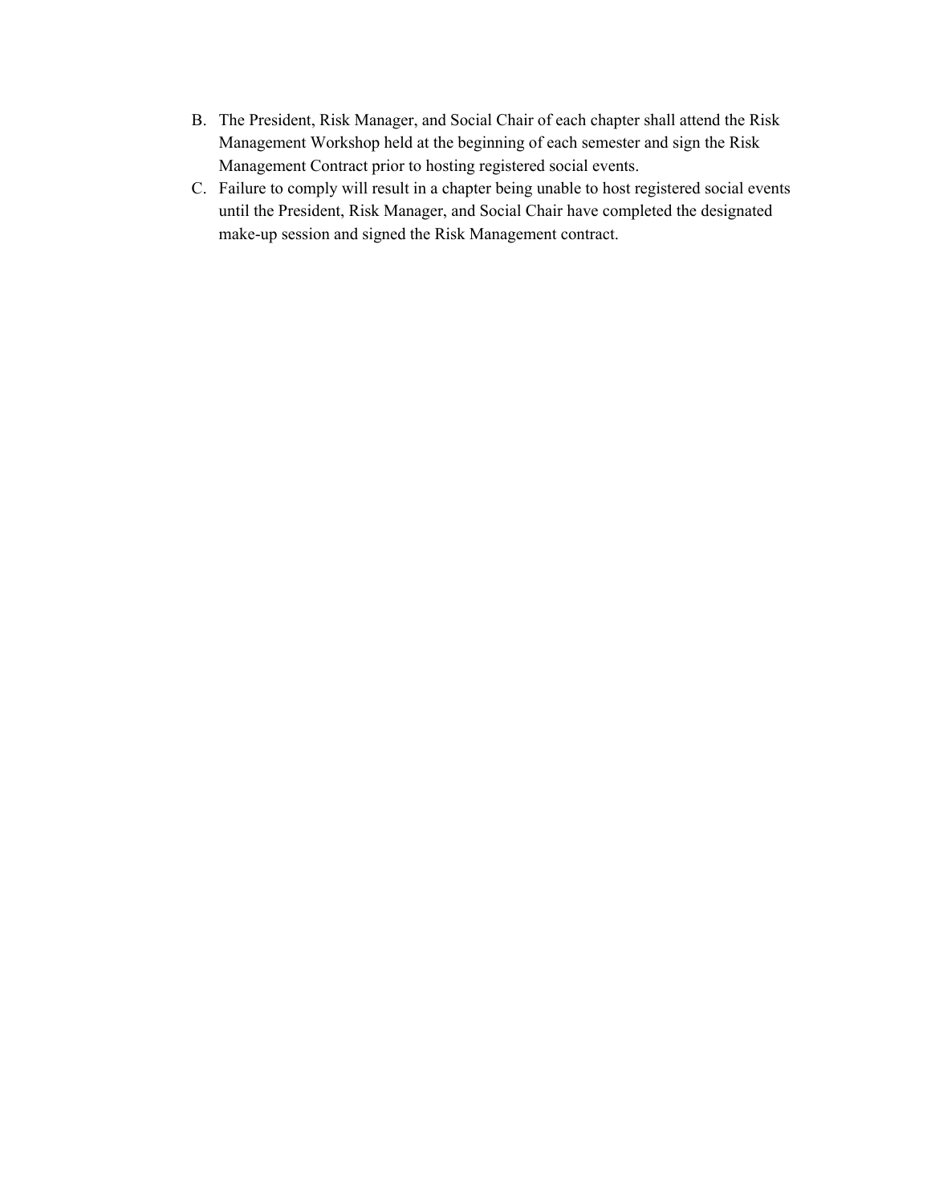B. The President, Risk Manager, and Social Chair of each chapter shall attend the Risk Management Workshop held at the beginning of each semester and sign the Risk Management Contract prior to hosting registered social events.

C. Failure to comply will result in a chapter being unable to host registered social events until the President, Risk Manager, and Social Chair have completed the designated make-up session and signed the Risk Management contract.